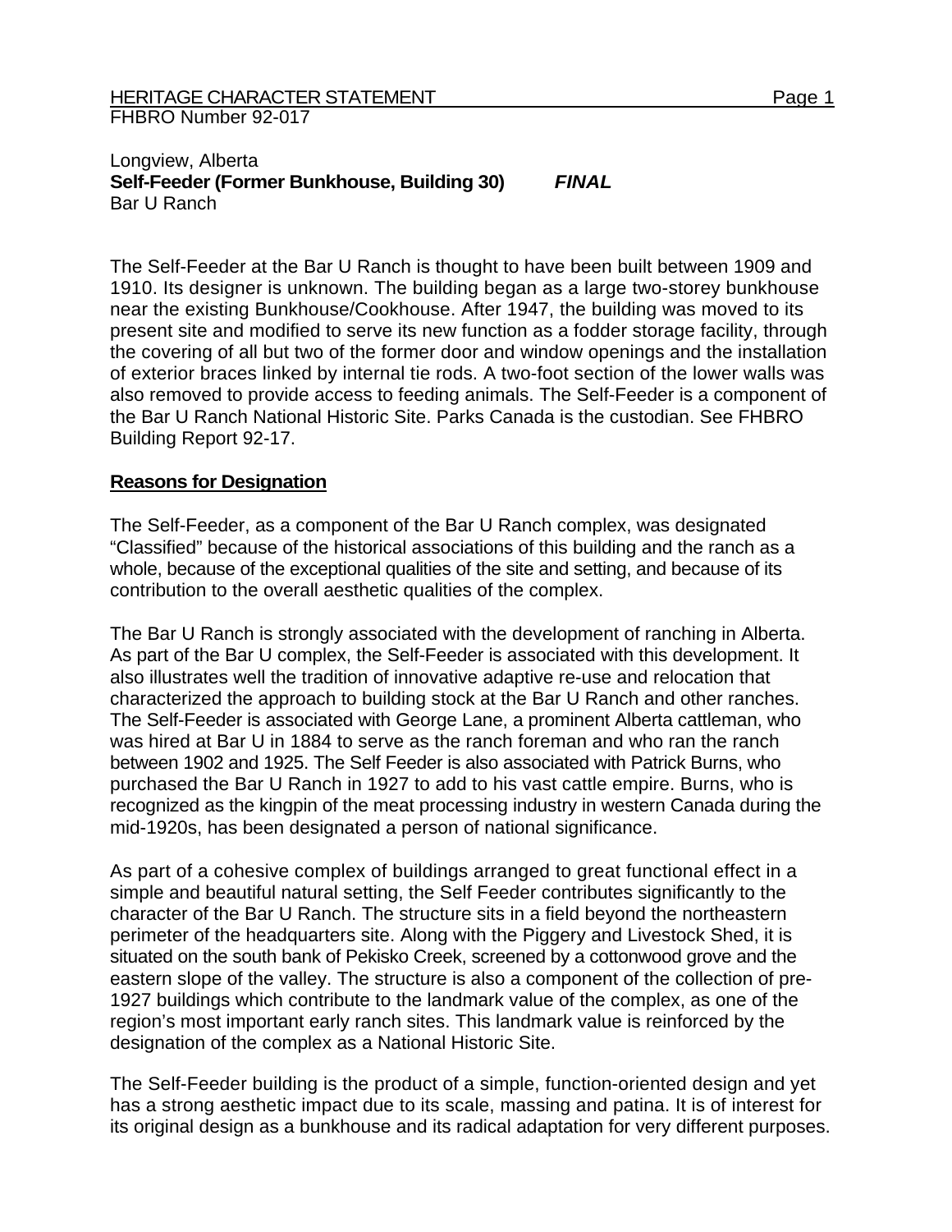HERITAGE CHARACTER STATEMENT

FHBRO Number 92-017

Longview, Alberta
**Self-Feeder (Former Bunkhouse, Building 30)** ***FINAL***
Bar U Ranch

The Self-Feeder at the Bar U Ranch is thought to have been built between 1909 and 1910. Its designer is unknown. The building began as a large two-storey bunkhouse near the existing Bunkhouse/Cookhouse. After 1947, the building was moved to its present site and modified to serve its new function as a fodder storage facility, through the covering of all but two of the former door and window openings and the installation of exterior braces linked by internal tie rods. A two-foot section of the lower walls was also removed to provide access to feeding animals. The Self-Feeder is a component of the Bar U Ranch National Historic Site. Parks Canada is the custodian. See FHBRO Building Report 92-17.

## Reasons for Designation

The Self-Feeder, as a component of the Bar U Ranch complex, was designated "Classified" because of the historical associations of this building and the ranch as a whole, because of the exceptional qualities of the site and setting, and because of its contribution to the overall aesthetic qualities of the complex.

The Bar U Ranch is strongly associated with the development of ranching in Alberta. As part of the Bar U complex, the Self-Feeder is associated with this development. It also illustrates well the tradition of innovative adaptive re-use and relocation that characterized the approach to building stock at the Bar U Ranch and other ranches. The Self-Feeder is associated with George Lane, a prominent Alberta cattleman, who was hired at Bar U in 1884 to serve as the ranch foreman and who ran the ranch between 1902 and 1925. The Self Feeder is also associated with Patrick Burns, who purchased the Bar U Ranch in 1927 to add to his vast cattle empire. Burns, who is recognized as the kingpin of the meat processing industry in western Canada during the mid-1920s, has been designated a person of national significance.

As part of a cohesive complex of buildings arranged to great functional effect in a simple and beautiful natural setting, the Self Feeder contributes significantly to the character of the Bar U Ranch. The structure sits in a field beyond the northeastern perimeter of the headquarters site. Along with the Piggery and Livestock Shed, it is situated on the south bank of Pekisko Creek, screened by a cottonwood grove and the eastern slope of the valley. The structure is also a component of the collection of pre-1927 buildings which contribute to the landmark value of the complex, as one of the region's most important early ranch sites. This landmark value is reinforced by the designation of the complex as a National Historic Site.

The Self-Feeder building is the product of a simple, function-oriented design and yet has a strong aesthetic impact due to its scale, massing and patina. It is of interest for its original design as a bunkhouse and its radical adaptation for very different purposes.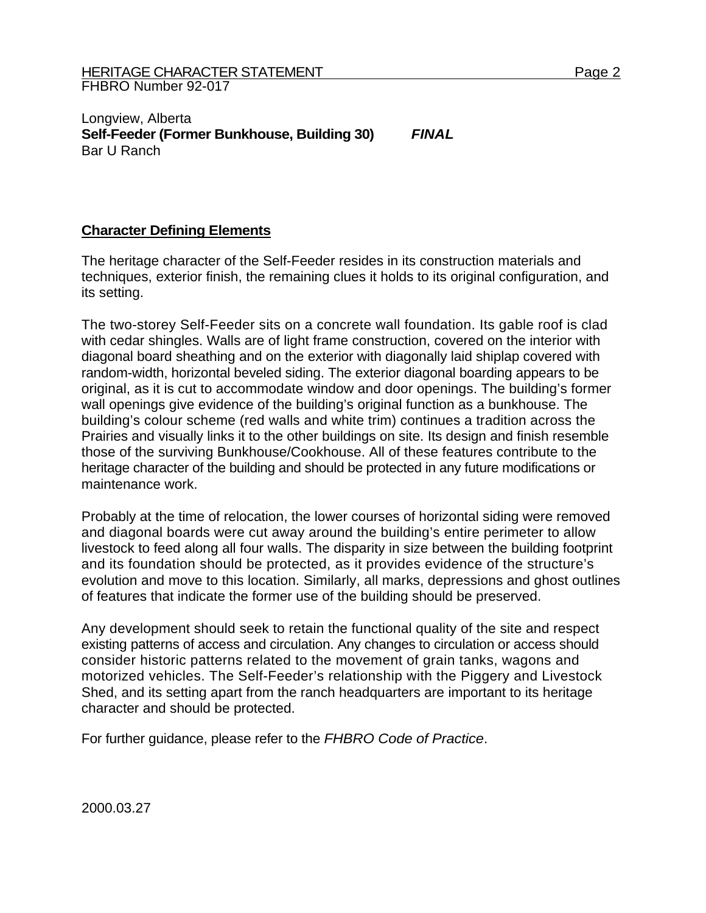Longview, Alberta
**Self-Feeder (Former Bunkhouse, Building 30)** ***FINAL***
Bar U Ranch

## Character Defining Elements

The heritage character of the Self-Feeder resides in its construction materials and techniques, exterior finish, the remaining clues it holds to its original configuration, and its setting.

The two-storey Self-Feeder sits on a concrete wall foundation. Its gable roof is clad with cedar shingles. Walls are of light frame construction, covered on the interior with diagonal board sheathing and on the exterior with diagonally laid shiplap covered with random-width, horizontal beveled siding. The exterior diagonal boarding appears to be original, as it is cut to accommodate window and door openings. The building's former wall openings give evidence of the building's original function as a bunkhouse. The building's colour scheme (red walls and white trim) continues a tradition across the Prairies and visually links it to the other buildings on site. Its design and finish resemble those of the surviving Bunkhouse/Cookhouse. All of these features contribute to the heritage character of the building and should be protected in any future modifications or maintenance work.

Probably at the time of relocation, the lower courses of horizontal siding were removed and diagonal boards were cut away around the building's entire perimeter to allow livestock to feed along all four walls. The disparity in size between the building footprint and its foundation should be protected, as it provides evidence of the structure's evolution and move to this location. Similarly, all marks, depressions and ghost outlines of features that indicate the former use of the building should be preserved.

Any development should seek to retain the functional quality of the site and respect existing patterns of access and circulation. Any changes to circulation or access should consider historic patterns related to the movement of grain tanks, wagons and motorized vehicles. The Self-Feeder's relationship with the Piggery and Livestock Shed, and its setting apart from the ranch headquarters are important to its heritage character and should be protected.

For further guidance, please refer to the *FHBRO Code of Practice*.

2000.03.27